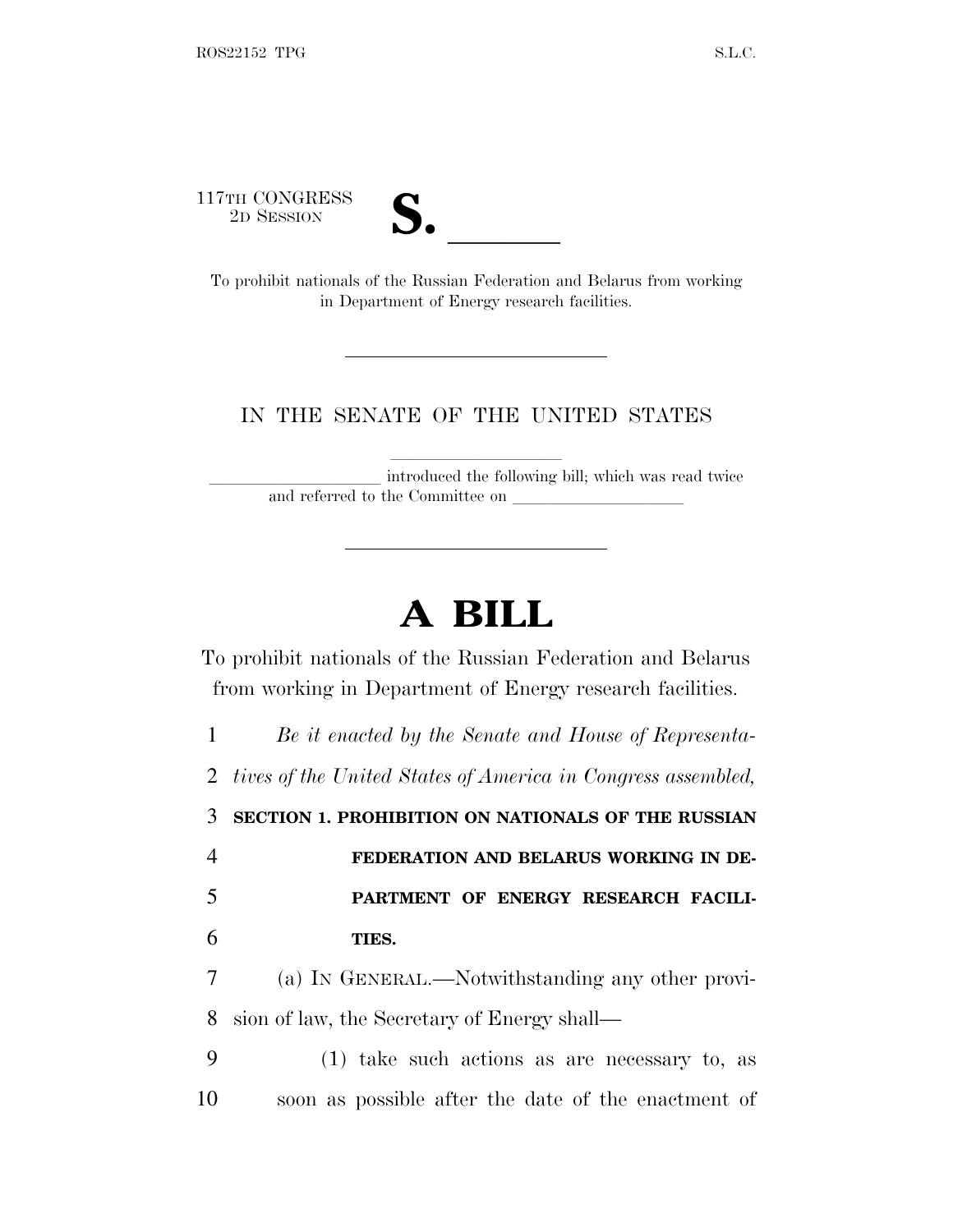117TH CONGRESS
2D SESSION

**S. \_\_\_\_\_\_**

To prohibit nationals of the Russian Federation and Belarus from working in Department of Energy research facilities.

---

IN THE SENATE OF THE UNITED STATES

\_\_\_\_\_\_\_\_\_\_\_\_\_\_\_\_\_\_\_\_ introduced the following bill; which was read twice and referred to the Committee on \_\_\_\_\_\_\_\_\_\_\_\_\_\_\_\_\_\_\_\_

---

# A BILL

To prohibit nationals of the Russian Federation and Belarus from working in Department of Energy research facilities.

*Be it enacted by the Senate and House of Representatives of the United States of America in Congress assembled,*

**SECTION 1. PROHIBITION ON NATIONALS OF THE RUSSIAN FEDERATION AND BELARUS WORKING IN DEPARTMENT OF ENERGY RESEARCH FACILITIES.**

(a) IN GENERAL.—Notwithstanding any other provision of law, the Secretary of Energy shall—

(1) take such actions as are necessary to, as soon as possible after the date of the enactment of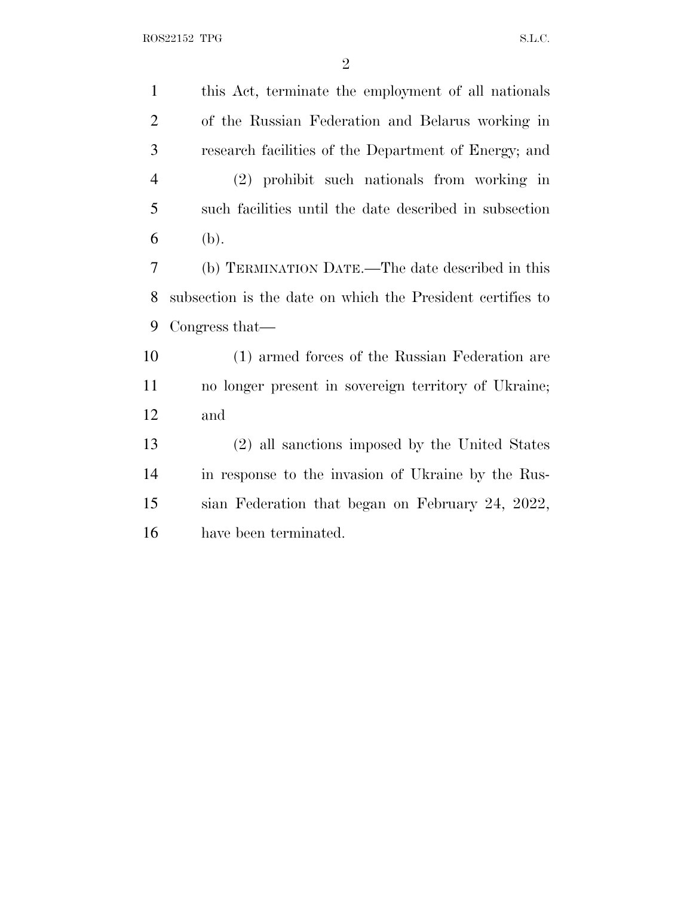this Act, terminate the employment of all nationals of the Russian Federation and Belarus working in research facilities of the Department of Energy; and

(2) prohibit such nationals from working in such facilities until the date described in subsection (b).

(b) TERMINATION DATE.—The date described in this subsection is the date on which the President certifies to Congress that—

(1) armed forces of the Russian Federation are no longer present in sovereign territory of Ukraine; and

(2) all sanctions imposed by the United States in response to the invasion of Ukraine by the Russian Federation that began on February 24, 2022, have been terminated.